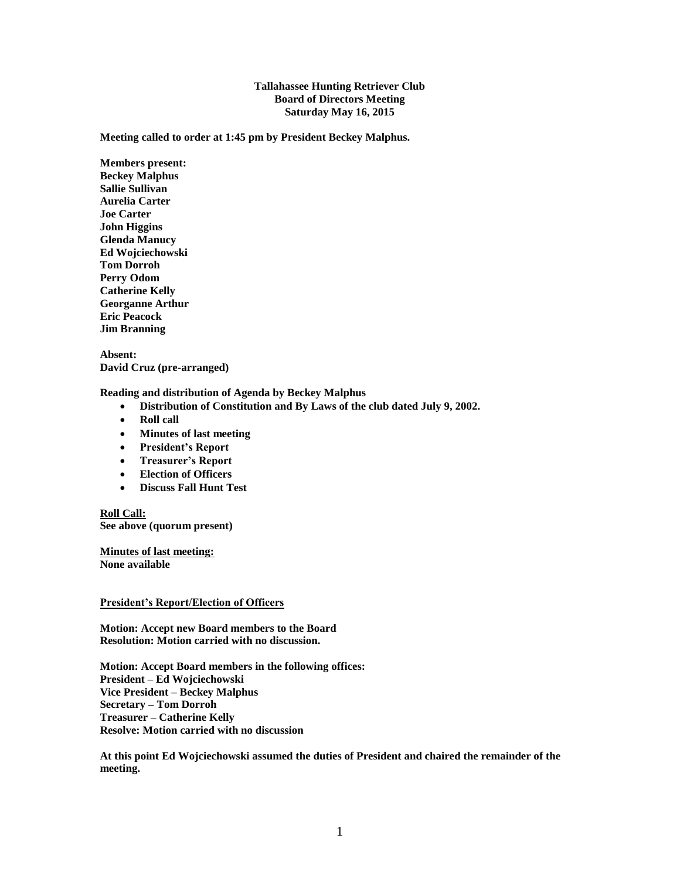**Tallahassee Hunting Retriever Club**
**Board of Directors Meeting**
**Saturday May 16, 2015**

**Meeting called to order at 1:45 pm by President Beckey Malphus.**

**Members present:**
**Beckey Malphus**
**Sallie Sullivan**
**Aurelia Carter**
**Joe Carter**
**John Higgins**
**Glenda Manucy**
**Ed Wojciechowski**
**Tom Dorroh**
**Perry Odom**
**Catherine Kelly**
**Georganne Arthur**
**Eric Peacock**
**Jim Branning**

**Absent:**
**David Cruz (pre-arranged)**

**Reading and distribution of Agenda by Beckey Malphus**

- **Distribution of Constitution and By Laws of the club dated July 9, 2002.**
- **Roll call**
- **Minutes of last meeting**
- **President's Report**
- **Treasurer's Report**
- **Election of Officers**
- **Discuss Fall Hunt Test**

**Roll Call:**
**See above (quorum present)**

**Minutes of last meeting:**
**None available**

**President's Report/Election of Officers**

**Motion: Accept new Board members to the Board**
**Resolution: Motion carried with no discussion.**

**Motion: Accept Board members in the following offices:**
**President – Ed Wojciechowski**
**Vice President – Beckey Malphus**
**Secretary – Tom Dorroh**
**Treasurer – Catherine Kelly**
**Resolve: Motion carried with no discussion**

**At this point Ed Wojciechowski assumed the duties of President and chaired the remainder of the meeting.**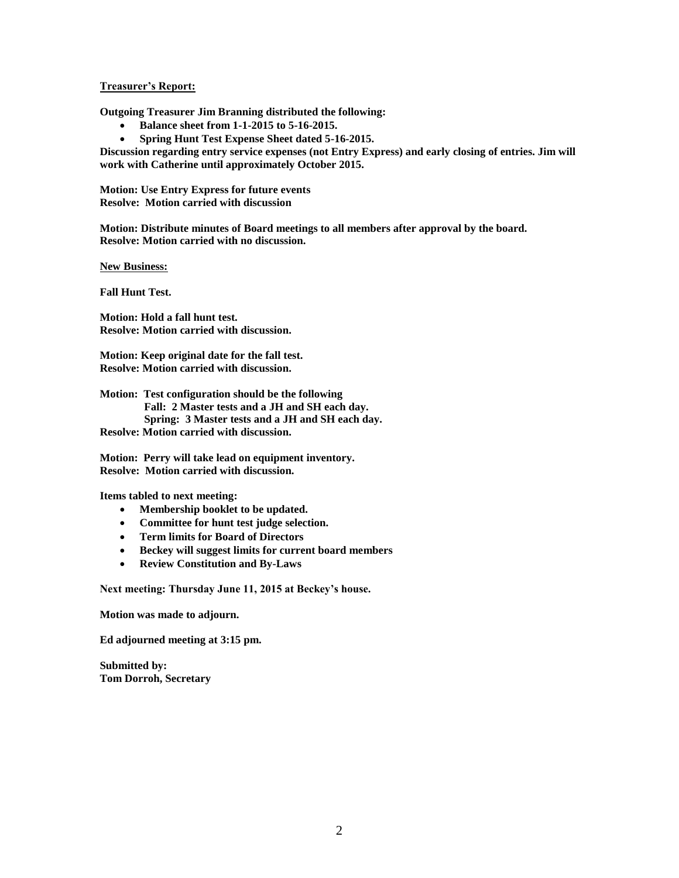**Treasurer's Report:**

**Outgoing Treasurer Jim Branning distributed the following:**

- **Balance sheet from 1-1-2015 to 5-16-2015.**
- **Spring Hunt Test Expense Sheet dated 5-16-2015.**

**Discussion regarding entry service expenses (not Entry Express) and early closing of entries. Jim will work with Catherine until approximately October 2015.**

**Motion: Use Entry Express for future events**
**Resolve: Motion carried with discussion**

**Motion: Distribute minutes of Board meetings to all members after approval by the board.**
**Resolve: Motion carried with no discussion.**

**New Business:**

**Fall Hunt Test.**

**Motion: Hold a fall hunt test.**
**Resolve: Motion carried with discussion.**

**Motion: Keep original date for the fall test.**
**Resolve: Motion carried with discussion.**

**Motion: Test configuration should be the following**
**Fall: 2 Master tests and a JH and SH each day.**
**Spring: 3 Master tests and a JH and SH each day.**
**Resolve: Motion carried with discussion.**

**Motion: Perry will take lead on equipment inventory.**
**Resolve: Motion carried with discussion.**

**Items tabled to next meeting:**

- **Membership booklet to be updated.**
- **Committee for hunt test judge selection.**
- **Term limits for Board of Directors**
- **Beckey will suggest limits for current board members**
- **Review Constitution and By-Laws**

**Next meeting: Thursday June 11, 2015 at Beckey's house.**

**Motion was made to adjourn.**

**Ed adjourned meeting at 3:15 pm.**

**Submitted by:**
**Tom Dorroh, Secretary**